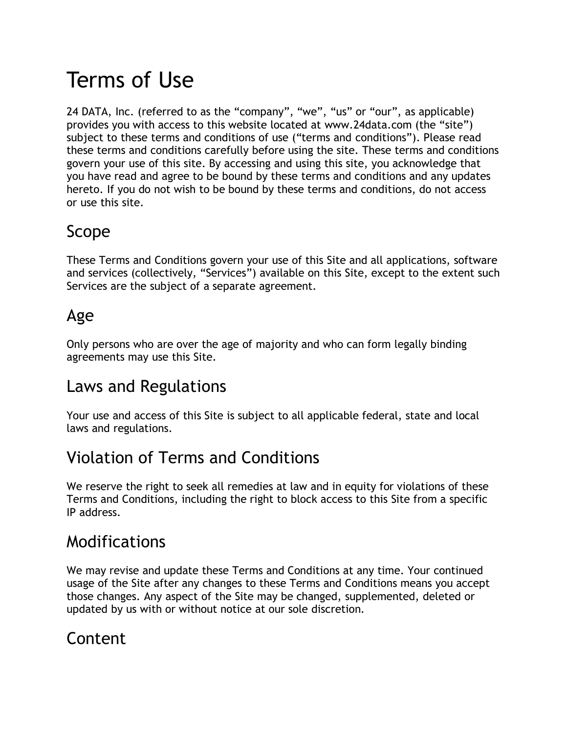# Terms of Use

24 DATA, Inc. (referred to as the "company", "we", "us" or "our", as applicable) provides you with access to this website located at www.24data.com (the "site") subject to these terms and conditions of use ("terms and conditions"). Please read these terms and conditions carefully before using the site. These terms and conditions govern your use of this site. By accessing and using this site, you acknowledge that you have read and agree to be bound by these terms and conditions and any updates hereto. If you do not wish to be bound by these terms and conditions, do not access or use this site.

## Scope

These Terms and Conditions govern your use of this Site and all applications, software and services (collectively, "Services") available on this Site, except to the extent such Services are the subject of a separate agreement.

## Age

Only persons who are over the age of majority and who can form legally binding agreements may use this Site.

## Laws and Regulations

Your use and access of this Site is subject to all applicable federal, state and local laws and regulations.

## Violation of Terms and Conditions

We reserve the right to seek all remedies at law and in equity for violations of these Terms and Conditions, including the right to block access to this Site from a specific IP address.

## Modifications

We may revise and update these Terms and Conditions at any time. Your continued usage of the Site after any changes to these Terms and Conditions means you accept those changes. Any aspect of the Site may be changed, supplemented, deleted or updated by us with or without notice at our sole discretion.

## Content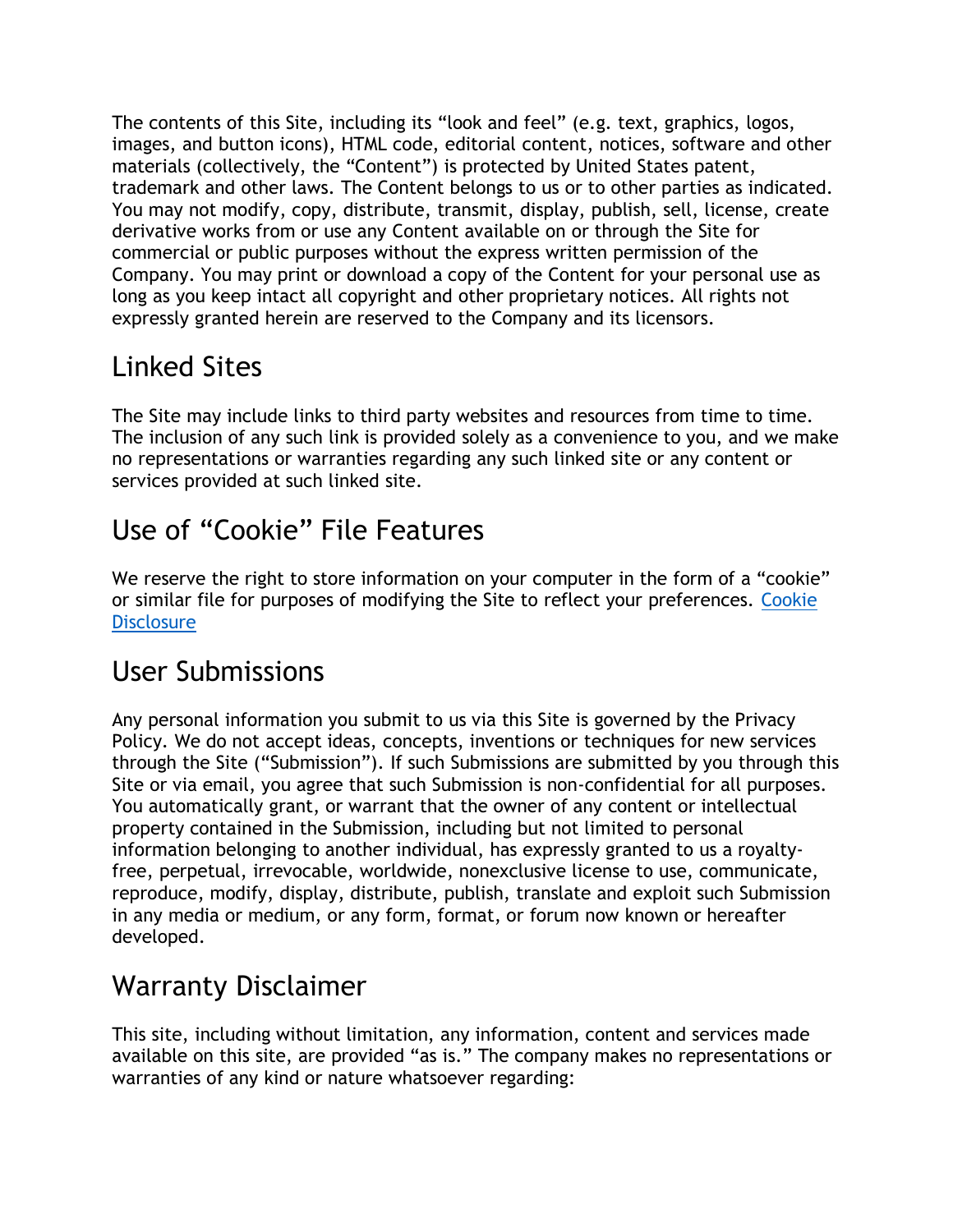The contents of this Site, including its "look and feel" (e.g. text, graphics, logos, images, and button icons), HTML code, editorial content, notices, software and other materials (collectively, the "Content") is protected by United States patent, trademark and other laws. The Content belongs to us or to other parties as indicated. You may not modify, copy, distribute, transmit, display, publish, sell, license, create derivative works from or use any Content available on or through the Site for commercial or public purposes without the express written permission of the Company. You may print or download a copy of the Content for your personal use as long as you keep intact all copyright and other proprietary notices. All rights not expressly granted herein are reserved to the Company and its licensors.

## Linked Sites

The Site may include links to third party websites and resources from time to time. The inclusion of any such link is provided solely as a convenience to you, and we make no representations or warranties regarding any such linked site or any content or services provided at such linked site.

## Use of "Cookie" File Features

We reserve the right to store information on your computer in the form of a "cookie" or similar file for purposes of modifying the Site to reflect your preferences. Cookie Disclosure

## User Submissions

Any personal information you submit to us via this Site is governed by the Privacy Policy. We do not accept ideas, concepts, inventions or techniques for new services through the Site ("Submission"). If such Submissions are submitted by you through this Site or via email, you agree that such Submission is non-confidential for all purposes. You automatically grant, or warrant that the owner of any content or intellectual property contained in the Submission, including but not limited to personal information belonging to another individual, has expressly granted to us a royalty-free, perpetual, irrevocable, worldwide, nonexclusive license to use, communicate, reproduce, modify, display, distribute, publish, translate and exploit such Submission in any media or medium, or any form, format, or forum now known or hereafter developed.

## Warranty Disclaimer

This site, including without limitation, any information, content and services made available on this site, are provided "as is." The company makes no representations or warranties of any kind or nature whatsoever regarding: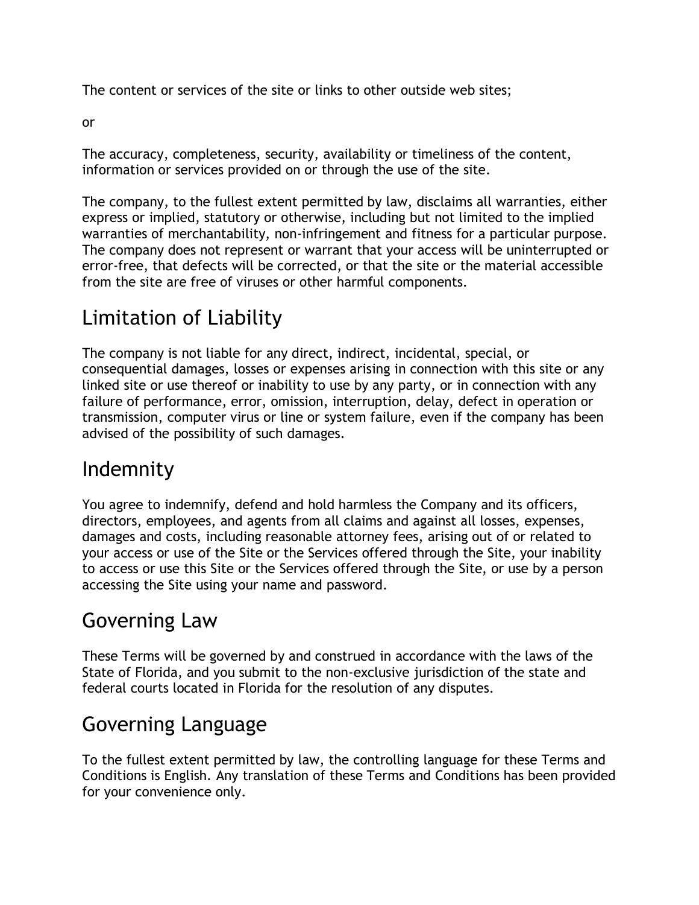The content or services of the site or links to other outside web sites;

or

The accuracy, completeness, security, availability or timeliness of the content, information or services provided on or through the use of the site.

The company, to the fullest extent permitted by law, disclaims all warranties, either express or implied, statutory or otherwise, including but not limited to the implied warranties of merchantability, non-infringement and fitness for a particular purpose. The company does not represent or warrant that your access will be uninterrupted or error-free, that defects will be corrected, or that the site or the material accessible from the site are free of viruses or other harmful components.

## Limitation of Liability

The company is not liable for any direct, indirect, incidental, special, or consequential damages, losses or expenses arising in connection with this site or any linked site or use thereof or inability to use by any party, or in connection with any failure of performance, error, omission, interruption, delay, defect in operation or transmission, computer virus or line or system failure, even if the company has been advised of the possibility of such damages.

## Indemnity

You agree to indemnify, defend and hold harmless the Company and its officers, directors, employees, and agents from all claims and against all losses, expenses, damages and costs, including reasonable attorney fees, arising out of or related to your access or use of the Site or the Services offered through the Site, your inability to access or use this Site or the Services offered through the Site, or use by a person accessing the Site using your name and password.

## Governing Law

These Terms will be governed by and construed in accordance with the laws of the State of Florida, and you submit to the non-exclusive jurisdiction of the state and federal courts located in Florida for the resolution of any disputes.

## Governing Language

To the fullest extent permitted by law, the controlling language for these Terms and Conditions is English. Any translation of these Terms and Conditions has been provided for your convenience only.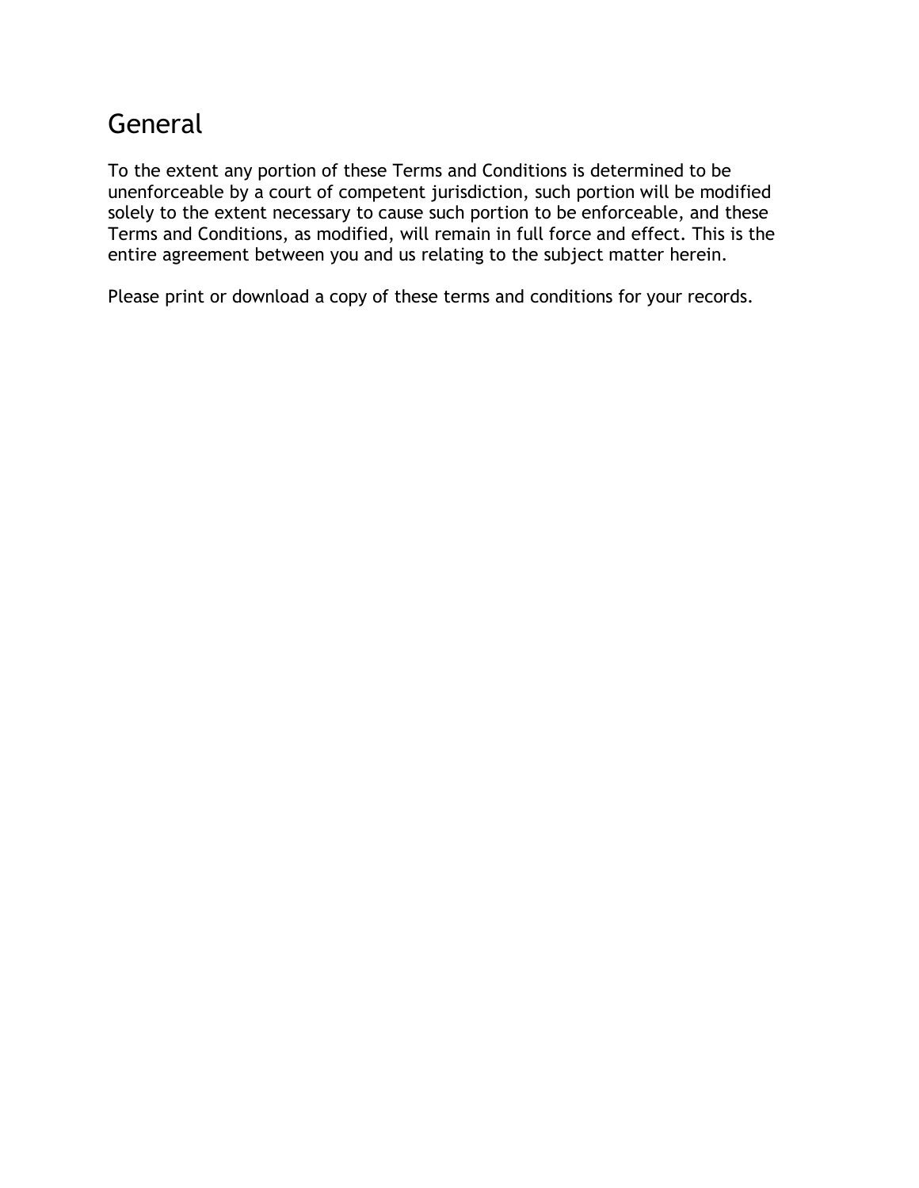## General

To the extent any portion of these Terms and Conditions is determined to be unenforceable by a court of competent jurisdiction, such portion will be modified solely to the extent necessary to cause such portion to be enforceable, and these Terms and Conditions, as modified, will remain in full force and effect. This is the entire agreement between you and us relating to the subject matter herein.

Please print or download a copy of these terms and conditions for your records.